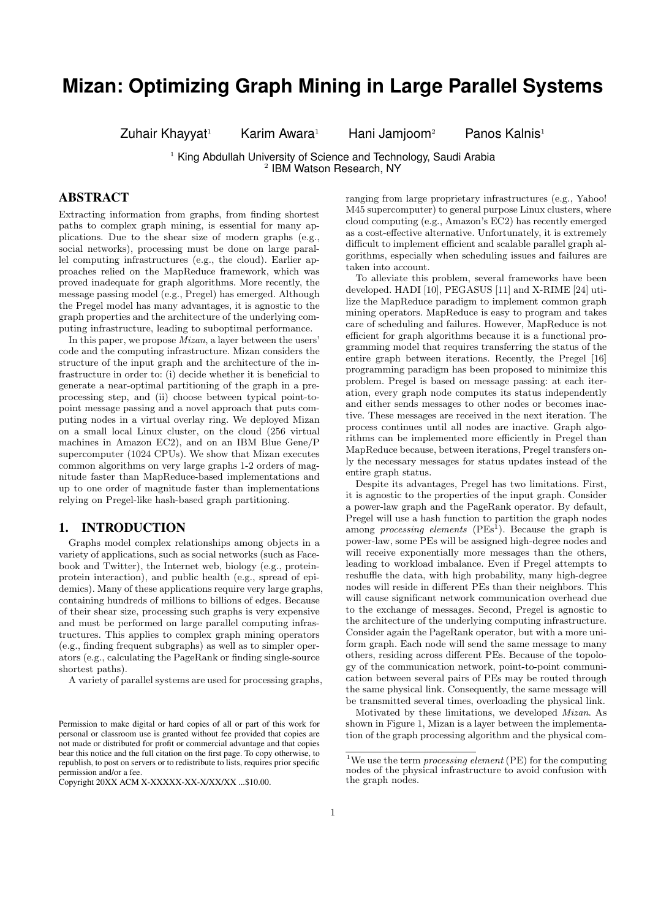# Mizan: Optimizing Graph Mining in Large Parallel Systems

Zuhair Khayyat[1] Karim Awara[1] Hani Jamjoom[2] Panos Kalnis[1]

[1] King Abdullah University of Science and Technology, Saudi Arabia
[2] IBM Watson Research, NY

## ABSTRACT

Extracting information from graphs, from finding shortest paths to complex graph mining, is essential for many applications. Due to the shear size of modern graphs (e.g., social networks), processing must be done on large parallel computing infrastructures (e.g., the cloud). Earlier approaches relied on the MapReduce framework, which was proved inadequate for graph algorithms. More recently, the message passing model (e.g., Pregel) has emerged. Although the Pregel model has many advantages, it is agnostic to the graph properties and the architecture of the underlying computing infrastructure, leading to suboptimal performance.

In this paper, we propose *Mizan*, a layer between the users' code and the computing infrastructure. Mizan considers the structure of the input graph and the architecture of the infrastructure in order to: (i) decide whether it is beneficial to generate a near-optimal partitioning of the graph in a preprocessing step, and (ii) choose between typical point-to-point message passing and a novel approach that puts computing nodes in a virtual overlay ring. We deployed Mizan on a small local Linux cluster, on the cloud (256 virtual machines in Amazon EC2), and on an IBM Blue Gene/P supercomputer (1024 CPUs). We show that Mizan executes common algorithms on very large graphs 1-2 orders of magnitude faster than MapReduce-based implementations and up to one order of magnitude faster than implementations relying on Pregel-like hash-based graph partitioning.

## 1. INTRODUCTION

Graphs model complex relationships among objects in a variety of applications, such as social networks (such as Facebook and Twitter), the Internet web, biology (e.g., protein-protein interaction), and public health (e.g., spread of epidemics). Many of these applications require very large graphs, containing hundreds of millions to billions of edges. Because of their shear size, processing such graphs is very expensive and must be performed on large parallel computing infrastructures. This applies to complex graph mining operators (e.g., finding frequent subgraphs) as well as to simpler operators (e.g., calculating the PageRank or finding single-source shortest paths).

A variety of parallel systems are used for processing graphs, ranging from large proprietary infrastructures (e.g., Yahoo! M45 supercomputer) to general purpose Linux clusters, where cloud computing (e.g., Amazon's EC2) has recently emerged as a cost-effective alternative. Unfortunately, it is extremely difficult to implement efficient and scalable parallel graph algorithms, especially when scheduling issues and failures are taken into account.

To alleviate this problem, several frameworks have been developed. HADI [10], PEGASUS [11] and X-RIME [24] utilize the MapReduce paradigm to implement common graph mining operators. MapReduce is easy to program and takes care of scheduling and failures. However, MapReduce is not efficient for graph algorithms because it is a functional programming model that requires transferring the status of the entire graph between iterations. Recently, the Pregel [16] programming paradigm has been proposed to minimize this problem. Pregel is based on message passing: at each iteration, every graph node computes its status independently and either sends messages to other nodes or becomes inactive. These messages are received in the next iteration. The process continues until all nodes are inactive. Graph algorithms can be implemented more efficiently in Pregel than MapReduce because, between iterations, Pregel transfers only the necessary messages for status updates instead of the entire graph status.

Despite its advantages, Pregel has two limitations. First, it is agnostic to the properties of the input graph. Consider a power-law graph and the PageRank operator. By default, Pregel will use a hash function to partition the graph nodes among *processing elements* (PEs[1]). Because the graph is power-law, some PEs will be assigned high-degree nodes and will receive exponentially more messages than the others, leading to workload imbalance. Even if Pregel attempts to reshuffle the data, with high probability, many high-degree nodes will reside in different PEs than their neighbors. This will cause significant network communication overhead due to the exchange of messages. Second, Pregel is agnostic to the architecture of the underlying computing infrastructure. Consider again the PageRank operator, but with a more uniform graph. Each node will send the same message to many others, residing across different PEs. Because of the topology of the communication network, point-to-point communication between several pairs of PEs may be routed through the same physical link. Consequently, the same message will be transmitted several times, overloading the physical link.

Motivated by these limitations, we developed *Mizan*. As shown in Figure 1, Mizan is a layer between the implementation of the graph processing algorithm and the physical com-

[1] We use the term *processing element* (PE) for the computing nodes of the physical infrastructure to avoid confusion with the graph nodes.

Permission to make digital or hard copies of all or part of this work for personal or classroom use is granted without fee provided that copies are not made or distributed for profit or commercial advantage and that copies bear this notice and the full citation on the first page. To copy otherwise, to republish, to post on servers or to redistribute to lists, requires prior specific permission and/or a fee.
Copyright 20XX ACM X-XXXXX-XX-X/XX/XX ...$10.00.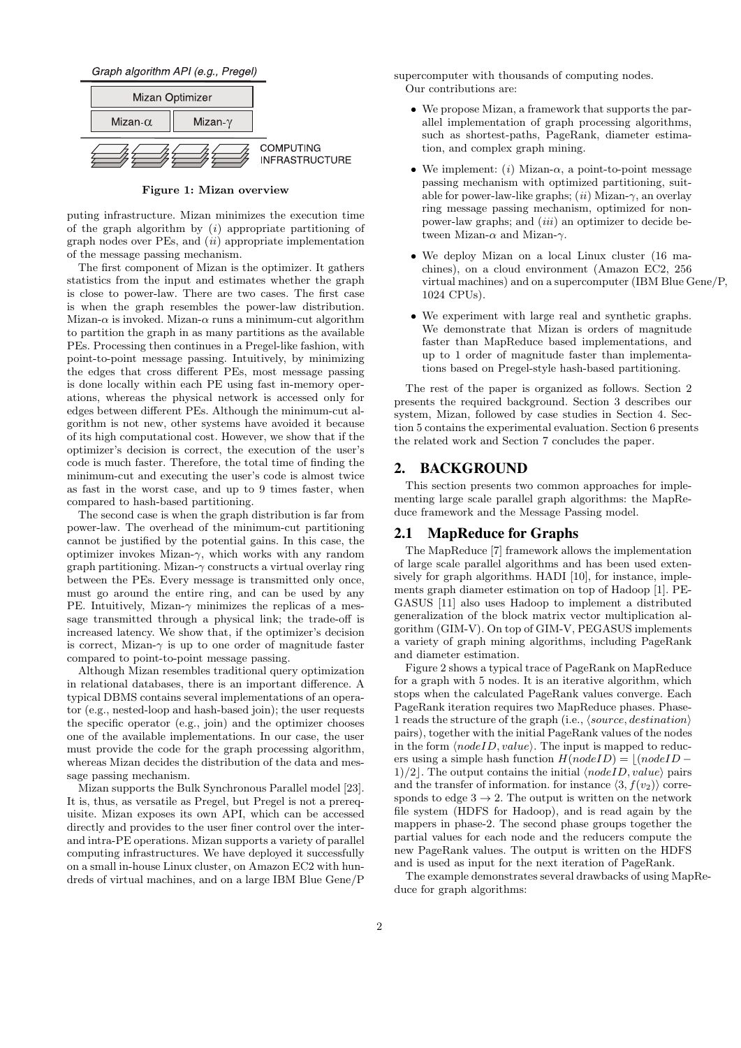Graph algorithm API (e.g., Pregel)

Mizan Optimizer

Mizan-$\alpha$ | Mizan-$\gamma$

COMPUTING INFRASTRUCTURE

**Figure 1: Mizan overview**

puting infrastructure. Mizan minimizes the execution time of the graph algorithm by ($i$) appropriate partitioning of graph nodes over PEs, and ($ii$) appropriate implementation of the message passing mechanism.

The first component of Mizan is the optimizer. It gathers statistics from the input and estimates whether the graph is close to power-law. There are two cases. The first case is when the graph resembles the power-law distribution. Mizan-$\alpha$ is invoked. Mizan-$\alpha$ runs a minimum-cut algorithm to partition the graph in as many partitions as the available PEs. Processing then continues in a Pregel-like fashion, with point-to-point message passing. Intuitively, by minimizing the edges that cross different PEs, most message passing is done locally within each PE using fast in-memory operations, whereas the physical network is accessed only for edges between different PEs. Although the minimum-cut algorithm is not new, other systems have avoided it because of its high computational cost. However, we show that if the optimizer's decision is correct, the execution of the user's code is much faster. Therefore, the total time of finding the minimum-cut and executing the user's code is almost twice as fast in the worst case, and up to 9 times faster, when compared to hash-based partitioning.

The second case is when the graph distribution is far from power-law. The overhead of the minimum-cut partitioning cannot be justified by the potential gains. In this case, the optimizer invokes Mizan-$\gamma$, which works with any random graph partitioning. Mizan-$\gamma$ constructs a virtual overlay ring between the PEs. Every message is transmitted only once, must go around the entire ring, and can be used by any PE. Intuitively, Mizan-$\gamma$ minimizes the replicas of a message transmitted through a physical link; the trade-off is increased latency. We show that, if the optimizer's decision is correct, Mizan-$\gamma$ is up to one order of magnitude faster compared to point-to-point message passing.

Although Mizan resembles traditional query optimization in relational databases, there is an important difference. A typical DBMS contains several implementations of an operator (e.g., nested-loop and hash-based join); the user requests the specific operator (e.g., join) and the optimizer chooses one of the available implementations. In our case, the user must provide the code for the graph processing algorithm, whereas Mizan decides the distribution of the data and message passing mechanism.

Mizan supports the Bulk Synchronous Parallel model [23]. It is, thus, as versatile as Pregel, but Pregel is not a prerequisite. Mizan exposes its own API, which can be accessed directly and provides to the user finer control over the inter- and intra-PE operations. Mizan supports a variety of parallel computing infrastructures. We have deployed it successfully on a small in-house Linux cluster, on Amazon EC2 with hundreds of virtual machines, and on a large IBM Blue Gene/P supercomputer with thousands of computing nodes.

Our contributions are:

- We propose Mizan, a framework that supports the parallel implementation of graph processing algorithms, such as shortest-paths, PageRank, diameter estimation, and complex graph mining.
- We implement: ($i$) Mizan-$\alpha$, a point-to-point message passing mechanism with optimized partitioning, suitable for power-law-like graphs; ($ii$) Mizan-$\gamma$, an overlay ring message passing mechanism, optimized for non-power-law graphs; and ($iii$) an optimizer to decide between Mizan-$\alpha$ and Mizan-$\gamma$.
- We deploy Mizan on a local Linux cluster (16 machines), on a cloud environment (Amazon EC2, 256 virtual machines) and on a supercomputer (IBM Blue Gene/P, 1024 CPUs).
- We experiment with large real and synthetic graphs. We demonstrate that Mizan is orders of magnitude faster than MapReduce based implementations, and up to 1 order of magnitude faster than implementations based on Pregel-style hash-based partitioning.

The rest of the paper is organized as follows. Section 2 presents the required background. Section 3 describes our system, Mizan, followed by case studies in Section 4. Section 5 contains the experimental evaluation. Section 6 presents the related work and Section 7 concludes the paper.

## 2. BACKGROUND

This section presents two common approaches for implementing large scale parallel graph algorithms: the MapReduce framework and the Message Passing model.

### 2.1 MapReduce for Graphs

The MapReduce [7] framework allows the implementation of large scale parallel algorithms and has been used extensively for graph algorithms. HADI [10], for instance, implements graph diameter estimation on top of Hadoop [1]. PEGASUS [11] also uses Hadoop to implement a distributed generalization of the block matrix vector multiplication algorithm (GIM-V). On top of GIM-V, PEGASUS implements a variety of graph mining algorithms, including PageRank and diameter estimation.

Figure 2 shows a typical trace of PageRank on MapReduce for a graph with 5 nodes. It is an iterative algorithm, which stops when the calculated PageRank values converge. Each PageRank iteration requires two MapReduce phases. Phase-1 reads the structure of the graph (i.e., $\langle source, destination \rangle$ pairs), together with the initial PageRank values of the nodes in the form $\langle nodeID, value \rangle$. The input is mapped to reducers using a simple hash function $H(nodeID) = \lfloor (nodeID - 1)/2 \rfloor$. The output contains the initial $\langle nodeID, value \rangle$ pairs and the transfer of information. for instance $\langle 3, f(v_2) \rangle$ corresponds to edge $3 \rightarrow 2$. The output is written on the network file system (HDFS for Hadoop), and is read again by the mappers in phase-2. The second phase groups together the partial values for each node and the reducers compute the new PageRank values. The output is written on the HDFS and is used as input for the next iteration of PageRank.

The example demonstrates several drawbacks of using MapReduce for graph algorithms: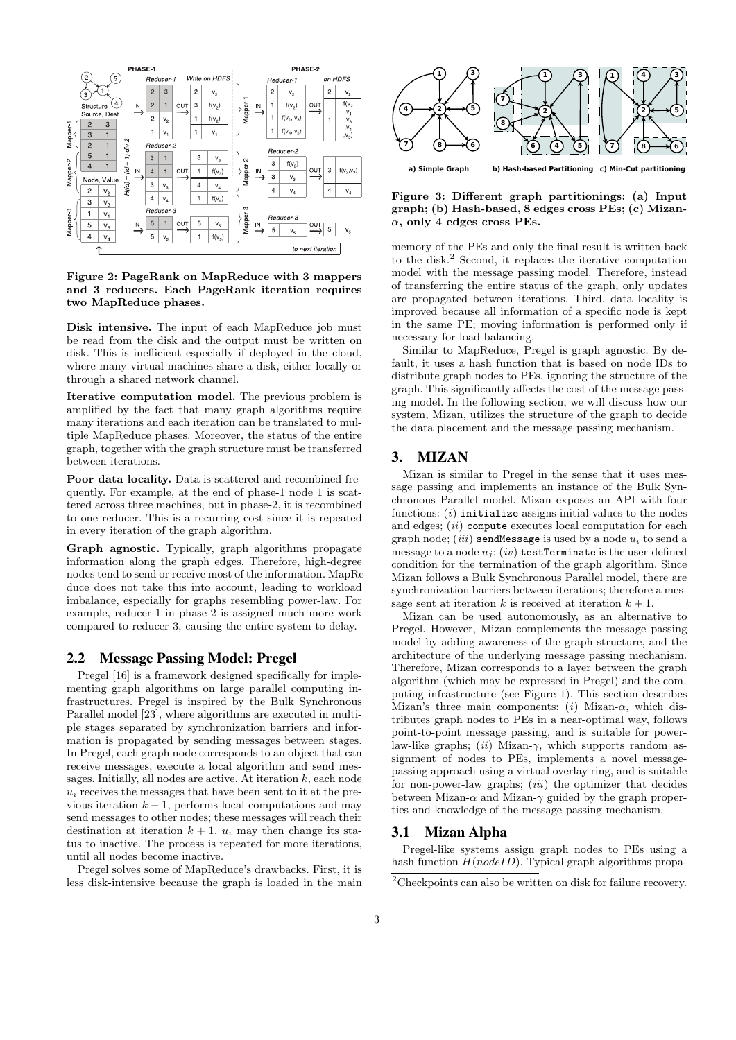**Figure 2: PageRank on MapReduce with 3 mappers and 3 reducers. Each PageRank iteration requires two MapReduce phases.**

**Disk intensive.** The input of each MapReduce job must be read from the disk and the output must be written on disk. This is inefficient especially if deployed in the cloud, where many virtual machines share a disk, either locally or through a shared network channel.

**Iterative computation model.** The previous problem is amplified by the fact that many graph algorithms require many iterations and each iteration can be translated to multiple MapReduce phases. Moreover, the status of the entire graph, together with the graph structure must be transferred between iterations.

**Poor data locality.** Data is scattered and recombined frequently. For example, at the end of phase-1 node 1 is scattered across three machines, but in phase-2, it is recombined to one reducer. This is a recurring cost since it is repeated in every iteration of the graph algorithm.

**Graph agnostic.** Typically, graph algorithms propagate information along the graph edges. Therefore, high-degree nodes tend to send or receive most of the information. MapReduce does not take this into account, leading to workload imbalance, especially for graphs resembling power-law. For example, reducer-1 in phase-2 is assigned much more work compared to reducer-3, causing the entire system to delay.

## 2.2 Message Passing Model: Pregel

Pregel [16] is a framework designed specifically for implementing graph algorithms on large parallel computing infrastructures. Pregel is inspired by the Bulk Synchronous Parallel model [23], where algorithms are executed in multiple stages separated by synchronization barriers and information is propagated by sending messages between stages. In Pregel, each graph node corresponds to an object that can receive messages, execute a local algorithm and send messages. Initially, all nodes are active. At iteration $k$, each node $u_i$ receives the messages that have been sent to it at the previous iteration $k-1$, performs local computations and may send messages to other nodes; these messages will reach their destination at iteration $k+1$. $u_i$ may then change its status to inactive. The process is repeated for more iterations, until all nodes become inactive.

Pregel solves some of MapReduce's drawbacks. First, it is less disk-intensive because the graph is loaded in the main memory of the PEs and only the final result is written back to the disk.[2] Second, it replaces the iterative computation model with the message passing model. Therefore, instead of transferring the entire status of the graph, only updates are propagated between iterations. Third, data locality is improved because all information of a specific node is kept in the same PE; moving information is performed only if necessary for load balancing.

Similar to MapReduce, Pregel is graph agnostic. By default, it uses a hash function that is based on node IDs to distribute graph nodes to PEs, ignoring the structure of the graph. This significantly affects the cost of the message passing model. In the following section, we will discuss how our system, Mizan, utilizes the structure of the graph to decide the data placement and the message passing mechanism.

**Figure 3: Different graph partitionings: (a) Input graph; (b) Hash-based, 8 edges cross PEs; (c) Mizan-$\alpha$, only 4 edges cross PEs.**

# 3. MIZAN

Mizan is similar to Pregel in the sense that it uses message passing and implements an instance of the Bulk Synchronous Parallel model. Mizan exposes an API with four functions: $(i)$ `initialize` assigns initial values to the nodes and edges; $(ii)$ `compute` executes local computation for each graph node; $(iii)$ `sendMessage` is used by a node $u_i$ to send a message to a node $u_j$; $(iv)$ `testTerminate` is the user-defined condition for the termination of the graph algorithm. Since Mizan follows a Bulk Synchronous Parallel model, there are synchronization barriers between iterations; therefore a message sent at iteration $k$ is received at iteration $k+1$.

Mizan can be used autonomously, as an alternative to Pregel. However, Mizan complements the message passing model by adding awareness of the graph structure, and the architecture of the underlying message passing mechanism. Therefore, Mizan corresponds to a layer between the graph algorithm (which may be expressed in Pregel) and the computing infrastructure (see Figure 1). This section describes Mizan's three main components: $(i)$ Mizan-$\alpha$, which distributes graph nodes to PEs in a near-optimal way, follows point-to-point message passing, and is suitable for power-law-like graphs; $(ii)$ Mizan-$\gamma$, which supports random assignment of nodes to PEs, implements a novel message-passing approach using a virtual overlay ring, and is suitable for non-power-law graphs; $(iii)$ the optimizer that decides between Mizan-$\alpha$ and Mizan-$\gamma$ guided by the graph properties and knowledge of the message passing mechanism.

## 3.1 Mizan Alpha

Pregel-like systems assign graph nodes to PEs using a hash function $H(nodeID)$. Typical graph algorithms propa-

[2] Checkpoints can also be written on disk for failure recovery.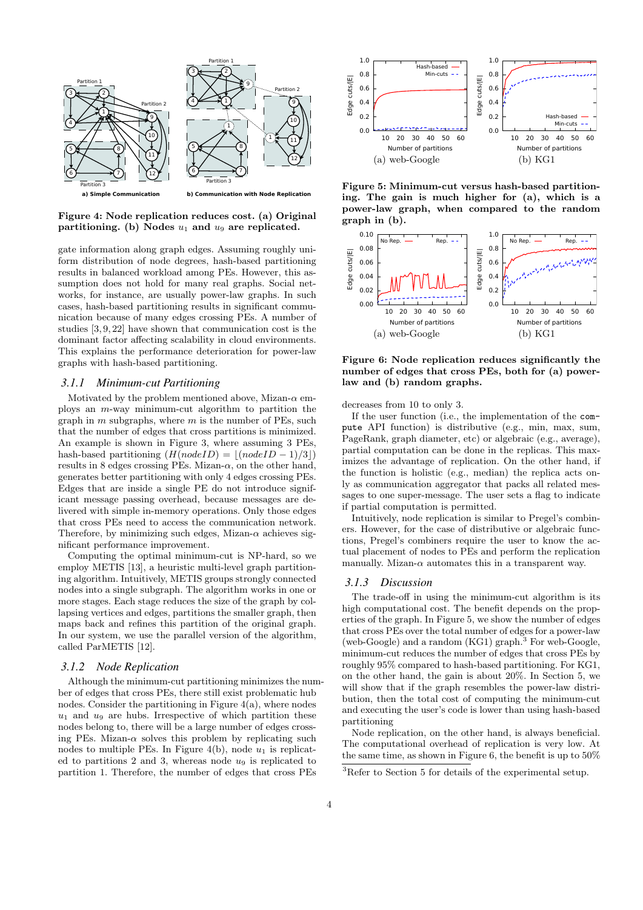Figure 4: Node replication reduces cost. (a) Original partitioning. (b) Nodes $u_1$ and $u_9$ are replicated.

gate information along graph edges. Assuming roughly uniform distribution of node degrees, hash-based partitioning results in balanced workload among PEs. However, this assumption does not hold for many real graphs. Social networks, for instance, are usually power-law graphs. In such cases, hash-based partitioning results in significant communication because of many edges crossing PEs. A number of studies [3, 9, 22] have shown that communication cost is the dominant factor affecting scalability in cloud environments. This explains the performance deterioration for power-law graphs with hash-based partitioning.

### 3.1.1 Minimum-cut Partitioning

Motivated by the problem mentioned above, Mizan-$\alpha$ employs an $m$-way minimum-cut algorithm to partition the graph in $m$ subgraphs, where $m$ is the number of PEs, such that the number of edges that cross partitions is minimized. An example is shown in Figure 3, where assuming 3 PEs, hash-based partitioning ($H(nodeID) = \lfloor (nodeID - 1)/3 \rfloor$) results in 8 edges crossing PEs. Mizan-$\alpha$, on the other hand, generates better partitioning with only 4 edges crossing PEs. Edges that are inside a single PE do not introduce significant message passing overhead, because messages are delivered with simple in-memory operations. Only those edges that cross PEs need to access the communication network. Therefore, by minimizing such edges, Mizan-$\alpha$ achieves significant performance improvement.

Computing the optimal minimum-cut is NP-hard, so we employ METIS [13], a heuristic multi-level graph partitioning algorithm. Intuitively, METIS groups strongly connected nodes into a single subgraph. The algorithm works in one or more stages. Each stage reduces the size of the graph by collapsing vertices and edges, partitions the smaller graph, then maps back and refines this partition of the original graph. In our system, we use the parallel version of the algorithm, called ParMETIS [12].

### 3.1.2 Node Replication

Although the minimum-cut partitioning minimizes the number of edges that cross PEs, there still exist problematic hub nodes. Consider the partitioning in Figure 4(a), where nodes $u_1$ and $u_9$ are hubs. Irrespective of which partition these nodes belong to, there will be a large number of edges crossing PEs. Mizan-$\alpha$ solves this problem by replicating such nodes to multiple PEs. In Figure 4(b), node $u_1$ is replicated to partitions 2 and 3, whereas node $u_9$ is replicated to partition 1. Therefore, the number of edges that cross PEs decreases from 10 to only 3.

Figure 5: Minimum-cut versus hash-based partitioning. The gain is much higher for (a), which is a power-law graph, when compared to the random graph in (b).

Figure 6: Node replication reduces significantly the number of edges that cross PEs, both for (a) power-law and (b) random graphs.

If the user function (i.e., the implementation of the `compute` API function) is distributive (e.g., min, max, sum, PageRank, graph diameter, etc) or algebraic (e.g., average), partial computation can be done in the replicas. This maximizes the advantage of replication. On the other hand, if the function is holistic (e.g., median) the replica acts only as communication aggregator that packs all related messages to one super-message. The user sets a flag to indicate if partial computation is permitted.

Intuitively, node replication is similar to Pregel's combiners. However, for the case of distributive or algebraic functions, Pregel's combiners require the user to know the actual placement of nodes to PEs and perform the replication manually. Mizan-$\alpha$ automates this in a transparent way.

### 3.1.3 Discussion

The trade-off in using the minimum-cut algorithm is its high computational cost. The benefit depends on the properties of the graph. In Figure 5, we show the number of edges that cross PEs over the total number of edges for a power-law (web-Google) and a random (KG1) graph.[3] For web-Google, minimum-cut reduces the number of edges that cross PEs by roughly 95% compared to hash-based partitioning. For KG1, on the other hand, the gain is about 20%. In Section 5, we will show that if the graph resembles the power-law distribution, then the total cost of computing the minimum-cut and executing the user's code is lower than using hash-based partitioning

Node replication, on the other hand, is always beneficial. The computational overhead of replication is very low. At the same time, as shown in Figure 6, the benefit is up to 50%

[3] Refer to Section 5 for details of the experimental setup.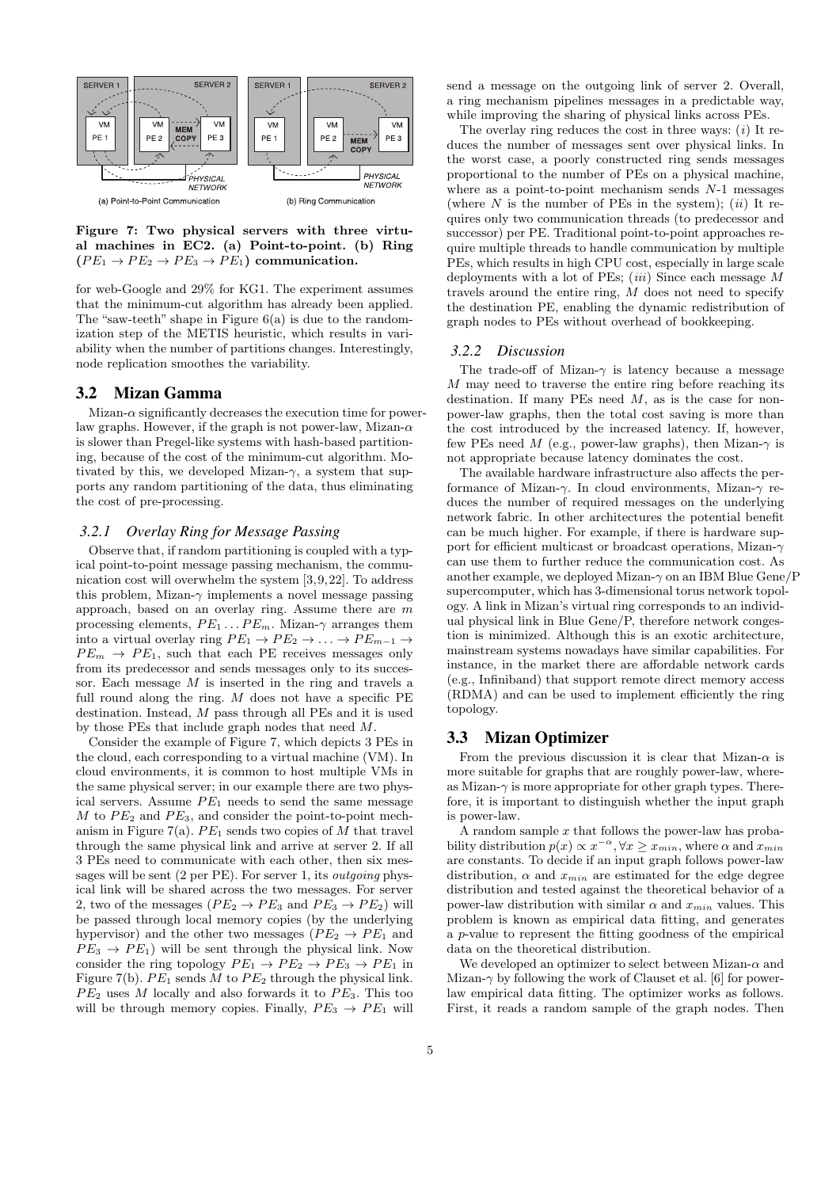Figure 7: Two physical servers with three virtual machines in EC2. (a) Point-to-point. (b) Ring ($PE_1 \rightarrow PE_2 \rightarrow PE_3 \rightarrow PE_1$) communication.

for web-Google and 29% for KG1. The experiment assumes that the minimum-cut algorithm has already been applied. The "saw-teeth" shape in Figure 6(a) is due to the randomization step of the METIS heuristic, which results in variability when the number of partitions changes. Interestingly, node replication smoothes the variability.

## 3.2 Mizan Gamma

Mizan-$\alpha$ significantly decreases the execution time for power-law graphs. However, if the graph is not power-law, Mizan-$\alpha$ is slower than Pregel-like systems with hash-based partitioning, because of the cost of the minimum-cut algorithm. Motivated by this, we developed Mizan-$\gamma$, a system that supports any random partitioning of the data, thus eliminating the cost of pre-processing.

### 3.2.1 Overlay Ring for Message Passing

Observe that, if random partitioning is coupled with a typical point-to-point message passing mechanism, the communication cost will overwhelm the system [3,9,22]. To address this problem, Mizan-$\gamma$ implements a novel message passing approach, based on an overlay ring. Assume there are $m$ processing elements, $PE_1 \ldots PE_m$. Mizan-$\gamma$ arranges them into a virtual overlay ring $PE_1 \rightarrow PE_2 \rightarrow \ldots \rightarrow PE_{m-1} \rightarrow PE_m \rightarrow PE_1$, such that each PE receives messages only from its predecessor and sends messages only to its successor. Each message $M$ is inserted in the ring and travels a full round along the ring. $M$ does not have a specific PE destination. Instead, $M$ pass through all PEs and it is used by those PEs that include graph nodes that need $M$.

Consider the example of Figure 7, which depicts 3 PEs in the cloud, each corresponding to a virtual machine (VM). In cloud environments, it is common to host multiple VMs in the same physical server; in our example there are two physical servers. Assume $PE_1$ needs to send the same message $M$ to $PE_2$ and $PE_3$, and consider the point-to-point mechanism in Figure 7(a). $PE_1$ sends two copies of $M$ that travel through the same physical link and arrive at server 2. If all 3 PEs need to communicate with each other, then six messages will be sent (2 per PE). For server 1, its *outgoing* physical link will be shared across the two messages. For server 2, two of the messages ($PE_2 \rightarrow PE_3$ and $PE_3 \rightarrow PE_2$) will be passed through local memory copies (by the underlying hypervisor) and the other two messages ($PE_2 \rightarrow PE_1$ and $PE_3 \rightarrow PE_1$) will be sent through the physical link. Now consider the ring topology $PE_1 \rightarrow PE_2 \rightarrow PE_3 \rightarrow PE_1$ in Figure 7(b). $PE_1$ sends $M$ to $PE_2$ through the physical link. $PE_2$ uses $M$ locally and also forwards it to $PE_3$. This too will be through memory copies. Finally, $PE_3 \rightarrow PE_1$ will send a message on the outgoing link of server 2. Overall, a ring mechanism pipelines messages in a predictable way, while improving the sharing of physical links across PEs.

The overlay ring reduces the cost in three ways: ($i$) It reduces the number of messages sent over physical links. In the worst case, a poorly constructed ring sends messages proportional to the number of PEs on a physical machine, where as a point-to-point mechanism sends $N$-1 messages (where $N$ is the number of PEs in the system); ($ii$) It requires only two communication threads (to predecessor and successor) per PE. Traditional point-to-point approaches require multiple threads to handle communication by multiple PEs, which results in high CPU cost, especially in large scale deployments with a lot of PEs; ($iii$) Since each message $M$ travels around the entire ring, $M$ does not need to specify the destination PE, enabling the dynamic redistribution of graph nodes to PEs without overhead of bookkeeping.

### 3.2.2 Discussion

The trade-off of Mizan-$\gamma$ is latency because a message $M$ may need to traverse the entire ring before reaching its destination. If many PEs need $M$, as is the case for non-power-law graphs, then the total cost saving is more than the cost introduced by the increased latency. If, however, few PEs need $M$ (e.g., power-law graphs), then Mizan-$\gamma$ is not appropriate because latency dominates the cost.

The available hardware infrastructure also affects the performance of Mizan-$\gamma$. In cloud environments, Mizan-$\gamma$ reduces the number of required messages on the underlying network fabric. In other architectures the potential benefit can be much higher. For example, if there is hardware support for efficient multicast or broadcast operations, Mizan-$\gamma$ can use them to further reduce the communication cost. As another example, we deployed Mizan-$\gamma$ on an IBM Blue Gene/P supercomputer, which has 3-dimensional torus network topology. A link in Mizan's virtual ring corresponds to an individual physical link in Blue Gene/P, therefore network congestion is minimized. Although this is an exotic architecture, mainstream systems nowadays have similar capabilities. For instance, in the market there are affordable network cards (e.g., Infiniband) that support remote direct memory access (RDMA) and can be used to implement efficiently the ring topology.

## 3.3 Mizan Optimizer

From the previous discussion it is clear that Mizan-$\alpha$ is more suitable for graphs that are roughly power-law, whereas Mizan-$\gamma$ is more appropriate for other graph types. Therefore, it is important to distinguish whether the input graph is power-law.

A random sample $x$ that follows the power-law has probability distribution $p(x) \propto x^{-\alpha}, \forall x \geq x_{min}$, where $\alpha$ and $x_{min}$ are constants. To decide if an input graph follows power-law distribution, $\alpha$ and $x_{min}$ are estimated for the edge degree distribution and tested against the theoretical behavior of a power-law distribution with similar $\alpha$ and $x_{min}$ values. This problem is known as empirical data fitting, and generates a $p$-value to represent the fitting goodness of the empirical data on the theoretical distribution.

We developed an optimizer to select between Mizan-$\alpha$ and Mizan-$\gamma$ by following the work of Clauset et al. [6] for power-law empirical data fitting. The optimizer works as follows. First, it reads a random sample of the graph nodes. Then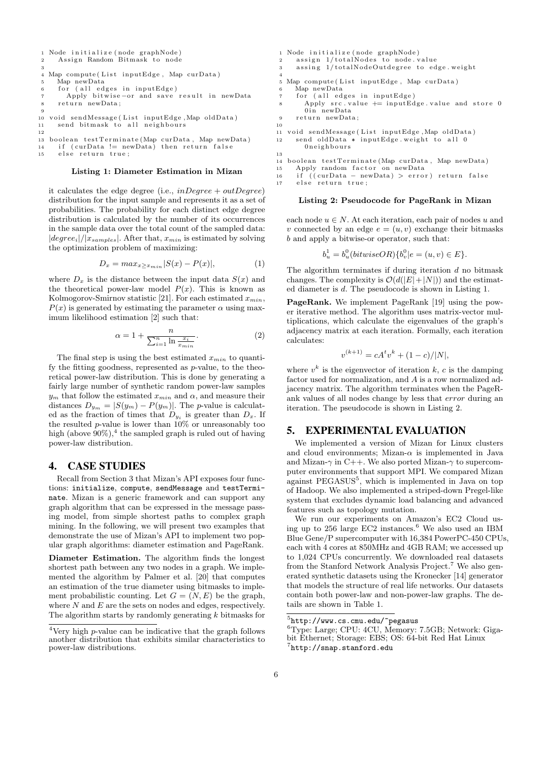```
1 Node initialize(node graphNode)
2   Assign Random Bitmask to node
3
4 Map compute(List inputEdge, Map curData)
5   Map newData
6   for (all edges in inputEdge)
7     Apply bitwise-or and save result in newData
8   return newData;
9
10 void sendMessage(List inputEdge,Map oldData)
11   send bitmask to all neighbours
12
13 boolean testTerminate(Map curData, Map newData)
14   if (curData != newData) then return false
15   else return true;
```

**Listing 1: Diameter Estimation in Mizan**

it calculates the edge degree (i.e., $inDegree + outDegree$) distribution for the input sample and represents it as a set of probabilities. The probability for each distinct edge degree distribution is calculated by the number of its occurrences in the sample data over the total count of the sampled data: $|degree_i|/|x_{samples}|$. After that, $x_{min}$ is estimated by solving the optimization problem of maximizing:

$$D_x = max_{x \geq x_{min}} |S(x) - P(x)|, \tag{1}$$

where $D_x$ is the distance between the input data $S(x)$ and the theoretical power-law model $P(x)$. This is known as Kolmogorov-Smirnov statistic [21]. For each estimated $x_{min}$, $P(x)$ is generated by estimating the parameter $\alpha$ using maximum likelihood estimation [2] such that:

$$\alpha = 1 + \frac{n}{\sum_{i=1}^{n} \ln \frac{x_i}{x_{min}}}. \tag{2}$$

The final step is using the best estimated $x_{min}$ to quantify the fitting goodness, represented as $p$-value, to the theoretical power-law distribution. This is done by generating a fairly large number of synthetic random power-law samples $y_m$ that follow the estimated $x_{min}$ and $\alpha$, and measure their distances $D_{y_m} = |S(y_m) - P(y_m)|$. The $p$-value is calculated as the fraction of times that $D_{y_i}$ is greater than $D_x$. If the resulted $p$-value is lower than 10% or unreasonably too high (above 90%),[4] the sampled graph is ruled out of having power-law distribution.

## 4. CASE STUDIES

Recall from Section 3 that Mizan's API exposes four functions: `initialize`, `compute`, `sendMessage` and `testTerminate`. Mizan is a generic framework and can support any graph algorithm that can be expressed in the message passing model, from simple shortest paths to complex graph mining. In the following, we will present two examples that demonstrate the use of Mizan's API to implement two popular graph algorithms: diameter estimation and PageRank.

**Diameter Estimation.** The algorithm finds the longest shortest path between any two nodes in a graph. We implemented the algorithm by Palmer et al. [20] that computes an estimation of the true diameter using bitmasks to implement probabilistic counting. Let $G = (N, E)$ be the graph, where $N$ and $E$ are the sets on nodes and edges, respectively. The algorithm starts by randomly generating $k$ bitmasks for each node $u \in N$. At each iteration, each pair of nodes $u$ and $v$ connected by an edge $e = (u, v)$ exchange their bitmasks $b$ and apply a bitwise-or operator, such that:

$$b_u^1 = b_u^0 (bitwiseOR) \{b_v^0 | e = (u, v) \in E\}.$$

The algorithm terminates if during iteration $d$ no bitmask changes. The complexity is $\mathcal{O}(d(|E| + |N|))$ and the estimated diameter is $d$. The pseudocode is shown in Listing 1.

```
1 Node initialize(node graphNode)
2   assign 1/totalNodes to node.value
3   assing 1/totalNodeOutdegree to edge.weight
4
5 Map compute(List inputEdge, Map curData)
6   Map newData
7   for (all edges in inputEdge)
8     Apply src.value += inputEdge.value and store 0
        0in newData
9   return newData;
10
11 void sendMessage(List inputEdge,Map oldData)
12   send oldData * inputEdge.weight to all 0
       0neighbours
13
14 boolean testTerminate(Map curData, Map newData)
15   Apply random factor on newData
16   if ((curData - newData) > error) return false
17   else return true;
```

**Listing 2: Pseudocode for PageRank in Mizan**

**PageRank.** We implement PageRank [19] using the power iterative method. The algorithm uses matrix-vector multiplications, which calculate the eigenvalues of the graph's adjacency matrix at each iteration. Formally, each iteration calculates:

$$v^{(k+1)} = cA^t v^k + (1 - c)/|N|,$$

where $v^k$ is the eigenvector of iteration $k$, $c$ is the damping factor used for normalization, and $A$ is a row normalized adjacency matrix. The algorithm terminates when the PageRank values of all nodes change by less that *error* during an iteration. The pseudocode is shown in Listing 2.

## 5. EXPERIMENTAL EVALUATION

We implemented a version of Mizan for Linux clusters and cloud environments; Mizan-$\alpha$ is implemented in Java and Mizan-$\gamma$ in C++. We also ported Mizan-$\gamma$ to supercomputer environments that support MPI. We compared Mizan against PEGASUS[5], which is implemented in Java on top of Hadoop. We also implemented a striped-down Pregel-like system that excludes dynamic load balancing and advanced features such as topology mutation.

We run our experiments on Amazon's EC2 Cloud using up to 256 large EC2 instances.[6] We also used an IBM Blue Gene/P supercomputer with 16,384 PowerPC-450 CPUs, each with 4 cores at 850MHz and 4GB RAM; we accessed up to 1,024 CPUs concurrently. We downloaded real datasets from the Stanford Network Analysis Project.[7] We also generated synthetic datasets using the Kronecker [14] generator that models the structure of real life networks. Our datasets contain both power-law and non-power-law graphs. The details are shown in Table 1.

---

[4] Very high $p$-value can be indicative that the graph follows another distribution that exhibits similar characteristics to power-law distributions.

[5] http://www.cs.cmu.edu/~pegasus

[6] Type: Large; CPU: 4CU, Memory: 7.5GB; Network: Gigabit Ethernet; Storage: EBS; OS: 64-bit Red Hat Linux

[7] http://snap.stanford.edu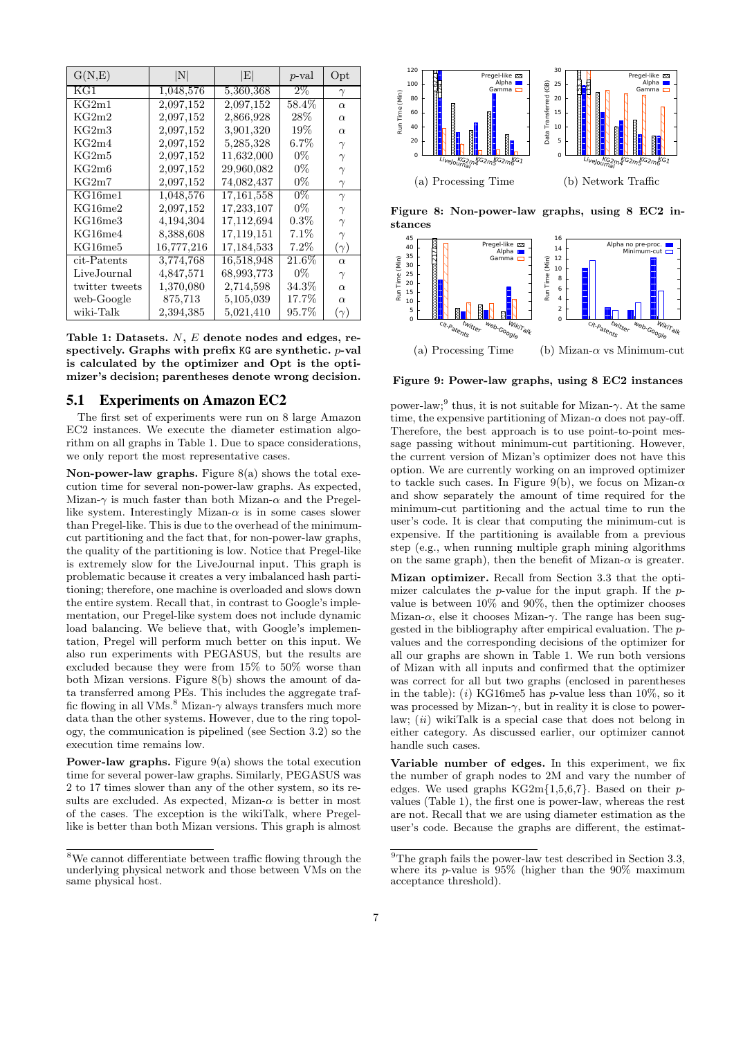| G(N,E) | \|N\| | \|E\| | $p$-val | Opt |
|---|---|---|---|---|
| KG1 | 1,048,576 | 5,360,368 | 2% | $\gamma$ |
| KG2m1 | 2,097,152 | 2,097,152 | 58.4% | $\alpha$ |
| KG2m2 | 2,097,152 | 2,866,928 | 28% | $\alpha$ |
| KG2m3 | 2,097,152 | 3,901,320 | 19% | $\alpha$ |
| KG2m4 | 2,097,152 | 5,285,328 | 6.7% | $\gamma$ |
| KG2m5 | 2,097,152 | 11,632,000 | 0% | $\gamma$ |
| KG2m6 | 2,097,152 | 29,960,082 | 0% | $\gamma$ |
| KG2m7 | 2,097,152 | 74,082,437 | 0% | $\gamma$ |
| KG16me1 | 1,048,576 | 17,161,558 | 0% | $\gamma$ |
| KG16me2 | 2,097,152 | 17,233,107 | 0% | $\gamma$ |
| KG16me3 | 4,194,304 | 17,112,694 | 0.3% | $\gamma$ |
| KG16me4 | 8,388,608 | 17,119,151 | 7.1% | $\gamma$ |
| KG16me5 | 16,777,216 | 17,184,533 | 7.2% | $(\gamma)$ |
| cit-Patents | 3,774,768 | 16,518,948 | 21.6% | $\alpha$ |
| LiveJournal | 4,847,571 | 68,993,773 | 0% | $\gamma$ |
| twitter tweets | 1,370,080 | 2,714,598 | 34.3% | $\alpha$ |
| web-Google | 875,713 | 5,105,039 | 17.7% | $\alpha$ |
| wiki-Talk | 2,394,385 | 5,021,410 | 95.7% | $(\gamma)$ |

**Table 1: Datasets. $N$, $E$ denote nodes and edges, respectively. Graphs with prefix KG are synthetic. $p$-val is calculated by the optimizer and Opt is the optimizer's decision; parentheses denote wrong decision.**

## 5.1 Experiments on Amazon EC2

The first set of experiments were run on 8 large Amazon EC2 instances. We execute the diameter estimation algorithm on all graphs in Table 1. Due to space considerations, we only report the most representative cases.

**Non-power-law graphs.** Figure 8(a) shows the total execution time for several non-power-law graphs. As expected, Mizan-$\gamma$ is much faster than both Mizan-$\alpha$ and the Pregel-like system. Interestingly Mizan-$\alpha$ is in some cases slower than Pregel-like. This is due to the overhead of the minimum-cut partitioning and the fact that, for non-power-law graphs, the quality of the partitioning is low. Notice that Pregel-like is extremely slow for the LiveJournal input. This graph is problematic because it creates a very imbalanced hash partitioning; therefore, one machine is overloaded and slows down the entire system. Recall that, in contrast to Google's implementation, our Pregel-like system does not include dynamic load balancing. We believe that, with Google's implementation, Pregel will perform much better on this input. We also run experiments with PEGASUS, but the results are excluded because they were from 15% to 50% worse than both Mizan versions. Figure 8(b) shows the amount of data transferred among PEs. This includes the aggregate traffic flowing in all VMs.[8] Mizan-$\gamma$ always transfers much more data than the other systems. However, due to the ring topology, the communication is pipelined (see Section 3.2) so the execution time remains low.

**Power-law graphs.** Figure 9(a) shows the total execution time for several power-law graphs. Similarly, PEGASUS was 2 to 17 times slower than any of the other system, so its results are excluded. As expected, Mizan-$\alpha$ is better in most of the cases. The exception is the wikiTalk, where Pregel-like is better than both Mizan versions. This graph is almost

[8]We cannot differentiate between traffic flowing through the underlying physical network and those between VMs on the same physical host.

(a) Processing Time (b) Network Traffic

**Figure 8: Non-power-law graphs, using 8 EC2 instances**

(a) Processing Time (b) Mizan-$\alpha$ vs Minimum-cut

**Figure 9: Power-law graphs, using 8 EC2 instances**

power-law;[9] thus, it is not suitable for Mizan-$\gamma$. At the same time, the expensive partitioning of Mizan-$\alpha$ does not pay-off. Therefore, the best approach is to use point-to-point message passing without minimum-cut partitioning. However, the current version of Mizan's optimizer does not have this option. We are currently working on an improved optimizer to tackle such cases. In Figure 9(b), we focus on Mizan-$\alpha$ and show separately the amount of time required for the minimum-cut partitioning and the actual time to run the user's code. It is clear that computing the minimum-cut is expensive. If the partitioning is available from a previous step (e.g., when running multiple graph mining algorithms on the same graph), then the benefit of Mizan-$\alpha$ is greater.

**Mizan optimizer.** Recall from Section 3.3 that the optimizer calculates the $p$-value for the input graph. If the $p$-value is between 10% and 90%, then the optimizer chooses Mizan-$\alpha$, else it chooses Mizan-$\gamma$. The range has been suggested in the bibliography after empirical evaluation. The $p$-values and the corresponding decisions of the optimizer for all our graphs are shown in Table 1. We run both versions of Mizan with all inputs and confirmed that the optimizer was correct for all but two graphs (enclosed in parentheses in the table): ($i$) KG16me5 has $p$-value less than 10%, so it was processed by Mizan-$\gamma$, but in reality it is close to power-law; ($ii$) wikiTalk is a special case that does not belong in either category. As discussed earlier, our optimizer cannot handle such cases.

**Variable number of edges.** In this experiment, we fix the number of graph nodes to 2M and vary the number of edges. We used graphs KG2m{1,5,6,7}. Based on their $p$-values (Table 1), the first one is power-law, whereas the rest are not. Recall that we are using diameter estimation as the user's code. Because the graphs are different, the estimat-

[9]The graph fails the power-law test described in Section 3.3, where its $p$-value is 95% (higher than the 90% maximum acceptance threshold).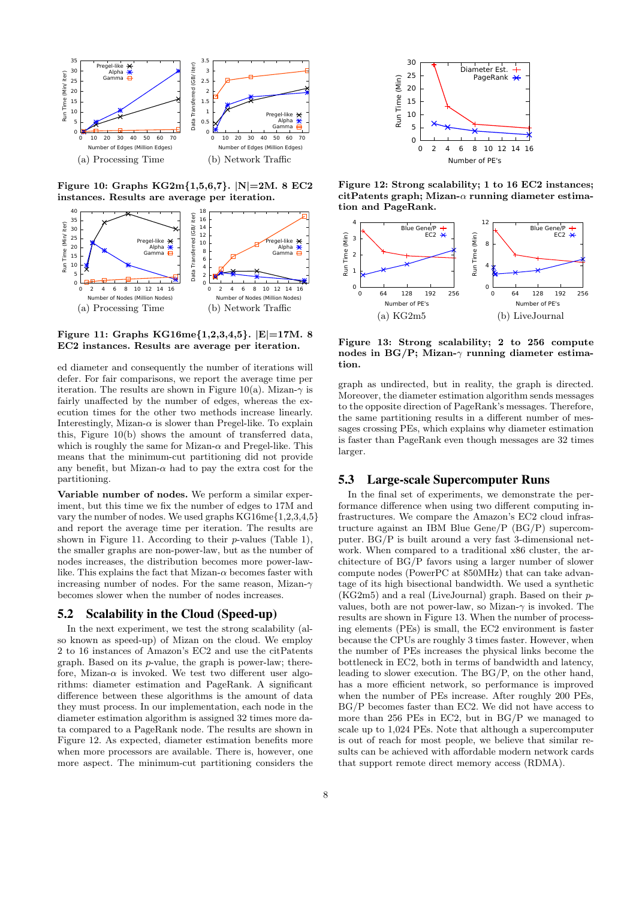Figure 10: Graphs KG2m{1,5,6,7}. |N|=2M. 8 EC2 instances. Results are average per iteration.

(a) Processing Time (b) Network Traffic

Figure 11: Graphs KG16me{1,2,3,4,5}. |E|=17M. 8 EC2 instances. Results are average per iteration.

(a) Processing Time (b) Network Traffic

ed diameter and consequently the number of iterations will defer. For fair comparisons, we report the average time per iteration. The results are shown in Figure 10(a). Mizan-$\gamma$ is fairly unaffected by the number of edges, whereas the execution times for the other two methods increase linearly. Interestingly, Mizan-$\alpha$ is slower than Pregel-like. To explain this, Figure 10(b) shows the amount of transferred data, which is roughly the same for Mizan-$\alpha$ and Pregel-like. This means that the minimum-cut partitioning did not provide any benefit, but Mizan-$\alpha$ had to pay the extra cost for the partitioning.

**Variable number of nodes.** We perform a similar experiment, but this time we fix the number of edges to 17M and vary the number of nodes. We used graphs KG16me{1,2,3,4,5} and report the average time per iteration. The results are shown in Figure 11. According to their $p$-values (Table 1), the smaller graphs are non-power-law, but as the number of nodes increases, the distribution becomes more power-law-like. This explains the fact that Mizan-$\alpha$ becomes faster with increasing number of nodes. For the same reason, Mizan-$\gamma$ becomes slower when the number of nodes increases.

## 5.2 Scalability in the Cloud (Speed-up)

In the next experiment, we test the strong scalability (also known as speed-up) of Mizan on the cloud. We employ 2 to 16 instances of Amazon's EC2 and use the citPatents graph. Based on its $p$-value, the graph is power-law; therefore, Mizan-$\alpha$ is invoked. We test two different algorithms: diameter estimation and PageRank. A significant difference between these algorithms is the amount of data they must process. In our implementation, each node in the diameter estimation algorithm is assigned 32 times more data compared to a PageRank node. The results are shown in Figure 12. As expected, diameter estimation benefits more when more processors are available. There is, however, one more aspect. The minimum-cut partitioning considers the graph as undirected, but in reality, the graph is directed. Moreover, the diameter estimation algorithm sends messages to the opposite direction of PageRank's messages. Therefore, the same partitioning results in a different number of messages crossing PEs, which explains why diameter estimation is faster than PageRank even though messages are 32 times larger.

Figure 12: Strong scalability; 1 to 16 EC2 instances; citPatents graph; Mizan-$\alpha$ running diameter estimation and PageRank.

(a) KG2m5 (b) LiveJournal

Figure 13: Strong scalability; 2 to 256 compute nodes in BG/P; Mizan-$\gamma$ running diameter estimation.

## 5.3 Large-scale Supercomputer Runs

In the final set of experiments, we demonstrate the performance difference when using two different computing infrastructures. We compare the Amazon's EC2 cloud infrastructure against an IBM Blue Gene/P (BG/P) supercomputer. BG/P is built around a very fast 3-dimensional network. When compared to a traditional x86 cluster, the architecture of BG/P favors using a larger number of slower compute nodes (PowerPC at 850MHz) that can take advantage of its high bisectional bandwidth. We used a synthetic (KG2m5) and a real (LiveJournal) graph. Based on their $p$-values, both are not power-law, so Mizan-$\gamma$ is invoked. The results are shown in Figure 13. When the number of processing elements (PEs) is small, the EC2 environment is faster because the CPUs are roughly 3 times faster. However, when the number of PEs increases the physical links become the bottleneck in EC2, both in terms of bandwidth and latency, leading to slower execution. The BG/P, on the other hand, has a more efficient network, so performance is improved when the number of PEs increase. After roughly 200 PEs, BG/P becomes faster than EC2. We did not have access to more than 256 PEs in EC2, but in BG/P we managed to scale up to 1,024 PEs. Note that although a supercomputer is out of reach for most people, we believe that similar results can be achieved with affordable modern network cards that support remote direct memory access (RDMA).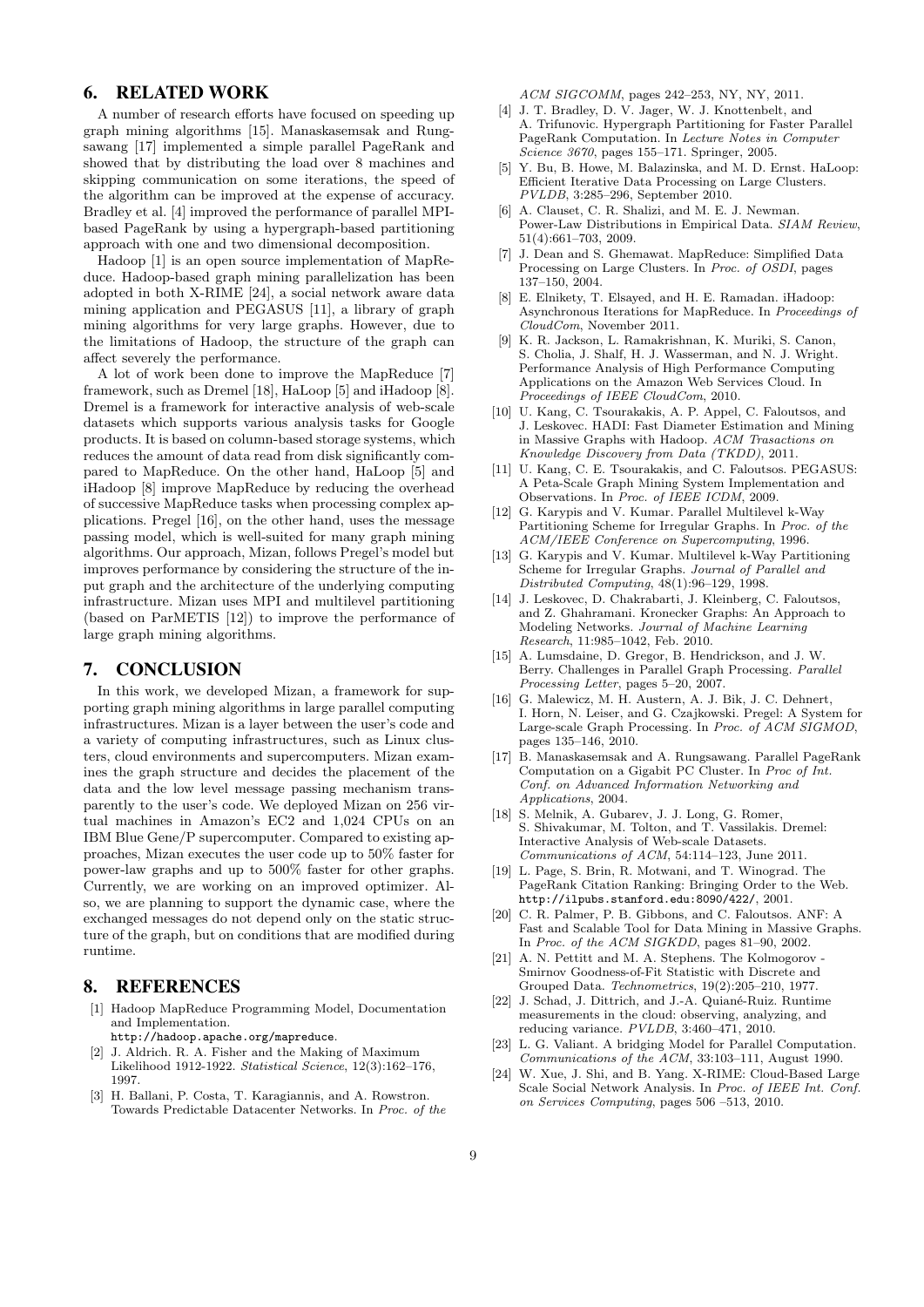## 6. RELATED WORK

A number of research efforts have focused on speeding up graph mining algorithms [15]. Manaskasemsak and Rungsawang [17] implemented a simple parallel PageRank and showed that by distributing the load over 8 machines and skipping communication on some iterations, the speed of the algorithm can be improved at the expense of accuracy. Bradley et al. [4] improved the performance of parallel MPI-based PageRank by using a hypergraph-based partitioning approach with one and two dimensional decomposition.

Hadoop [1] is an open source implementation of MapReduce. Hadoop-based graph mining parallelization has been adopted in both X-RIME [24], a social network aware data mining application and PEGASUS [11], a library of graph mining algorithms for very large graphs. However, due to the limitations of Hadoop, the structure of the graph can affect severely the performance.

A lot of work been done to improve the MapReduce [7] framework, such as Dremel [18], HaLoop [5] and iHadoop [8]. Dremel is a framework for interactive analysis of web-scale datasets which supports various analysis tasks for Google products. It is based on column-based storage systems, which reduces the amount of data read from disk significantly compared to MapReduce. On the other hand, HaLoop [5] and iHadoop [8] improve MapReduce by reducing the overhead of successive MapReduce tasks when processing complex applications. Pregel [16], on the other hand, uses the message passing model, which is well-suited for many graph mining algorithms. Our approach, Mizan, follows Pregel's model but improves performance by considering the structure of the input graph and the architecture of the underlying computing infrastructure. Mizan uses MPI and multilevel partitioning (based on ParMETIS [12]) to improve the performance of large graph mining algorithms.

## 7. CONCLUSION

In this work, we developed Mizan, a framework for supporting graph mining algorithms in large parallel computing infrastructures. Mizan is a layer between the user's code and a variety of computing infrastructures, such as Linux clusters, cloud environments and supercomputers. Mizan examines the graph structure and decides the placement of the data and the low level message passing mechanism transparently to the user's code. We deployed Mizan on 256 virtual machines in Amazon's EC2 and 1,024 CPUs on an IBM Blue Gene/P supercomputer. Compared to existing approaches, Mizan executes the user code up to 50% faster for power-law graphs and up to 500% faster for other graphs. Currently, we are working on an improved optimizer. Also, we are planning to support the dynamic case, where the exchanged messages do not depend only on the static structure of the graph, but on conditions that are modified during runtime.

## 8. REFERENCES

[1] Hadoop MapReduce Programming Model, Documentation and Implementation. http://hadoop.apache.org/mapreduce.

[2] J. Aldrich. R. A. Fisher and the Making of Maximum Likelihood 1912-1922. *Statistical Science*, 12(3):162–176, 1997.

[3] H. Ballani, P. Costa, T. Karagiannis, and A. Rowstron. Towards Predictable Datacenter Networks. In *Proc. of the ACM SIGCOMM*, pages 242–253, NY, NY, 2011.

[4] J. T. Bradley, D. V. Jager, W. J. Knottenbelt, and A. Trifunovic. Hypergraph Partitioning for Faster Parallel PageRank Computation. In *Lecture Notes in Computer Science 3670*, pages 155–171. Springer, 2005.

[5] Y. Bu, B. Howe, M. Balazinska, and M. D. Ernst. HaLoop: Efficient Iterative Data Processing on Large Clusters. *PVLDB*, 3:285–296, September 2010.

[6] A. Clauset, C. R. Shalizi, and M. E. J. Newman. Power-Law Distributions in Empirical Data. *SIAM Review*, 51(4):661–703, 2009.

[7] J. Dean and S. Ghemawat. MapReduce: Simplified Data Processing on Large Clusters. In *Proc. of OSDI*, pages 137–150, 2004.

[8] E. Elnikety, T. Elsayed, and H. E. Ramadan. iHadoop: Asynchronous Iterations for MapReduce. In *Proceedings of CloudCom*, November 2011.

[9] K. R. Jackson, L. Ramakrishnan, K. Muriki, S. Canon, S. Cholia, J. Shalf, H. J. Wasserman, and N. J. Wright. Performance Analysis of High Performance Computing Applications on the Amazon Web Services Cloud. In *Proceedings of IEEE CloudCom*, 2010.

[10] U. Kang, C. Tsourakakis, A. P. Appel, C. Faloutsos, and J. Leskovec. HADI: Fast Diameter Estimation and Mining in Massive Graphs with Hadoop. *ACM Trasactions on Knowledge Discovery from Data (TKDD)*, 2011.

[11] U. Kang, C. E. Tsourakakis, and C. Faloutsos. PEGASUS: A Peta-Scale Graph Mining System Implementation and Observations. In *Proc. of IEEE ICDM*, 2009.

[12] G. Karypis and V. Kumar. Parallel Multilevel k-Way Partitioning Scheme for Irregular Graphs. In *Proc. of the ACM/IEEE Conference on Supercomputing*, 1996.

[13] G. Karypis and V. Kumar. Multilevel k-Way Partitioning Scheme for Irregular Graphs. *Journal of Parallel and Distributed Computing*, 48(1):96–129, 1998.

[14] J. Leskovec, D. Chakrabarti, J. Kleinberg, C. Faloutsos, and Z. Ghahramani. Kronecker Graphs: An Approach to Modeling Networks. *Journal of Machine Learning Research*, 11:985–1042, Feb. 2010.

[15] A. Lumsdaine, D. Gregor, B. Hendrickson, and J. W. Berry. Challenges in Parallel Graph Processing. *Parallel Processing Letter*, pages 5–20, 2007.

[16] G. Malewicz, M. H. Austern, A. J. Bik, J. C. Dehnert, I. Horn, N. Leiser, and G. Czajkowski. Pregel: A System for Large-scale Graph Processing. In *Proc. of ACM SIGMOD*, pages 135–146, 2010.

[17] B. Manaskasemsak and A. Rungsawang. Parallel PageRank Computation on a Gigabit PC Cluster. In *Proc of Int. Conf. on Advanced Information Networking and Applications*, 2004.

[18] S. Melnik, A. Gubarev, J. J. Long, G. Romer, S. Shivakumar, M. Tolton, and T. Vassilakis. Dremel: Interactive Analysis of Web-scale Datasets. *Communications of ACM*, 54:114–123, June 2011.

[19] L. Page, S. Brin, R. Motwani, and T. Winograd. The PageRank Citation Ranking: Bringing Order to the Web. http://ilpubs.stanford.edu:8090/422/, 2001.

[20] C. R. Palmer, P. B. Gibbons, and C. Faloutsos. ANF: A Fast and Scalable Tool for Data Mining in Massive Graphs. In *Proc. of the ACM SIGKDD*, pages 81–90, 2002.

[21] A. N. Pettitt and M. A. Stephens. The Kolmogorov - Smirnov Goodness-of-Fit Statistic with Discrete and Grouped Data. *Technometrics*, 19(2):205–210, 1977.

[22] J. Schad, J. Dittrich, and J.-A. Quiané-Ruiz. Runtime measurements in the cloud: observing, analyzing, and reducing variance. *PVLDB*, 3:460–471, 2010.

[23] L. G. Valiant. A bridging Model for Parallel Computation. *Communications of the ACM*, 33:103–111, August 1990.

[24] W. Xue, J. Shi, and B. Yang. X-RIME: Cloud-Based Large Scale Social Network Analysis. In *Proc. of IEEE Int. Conf. on Services Computing*, pages 506 –513, 2010.